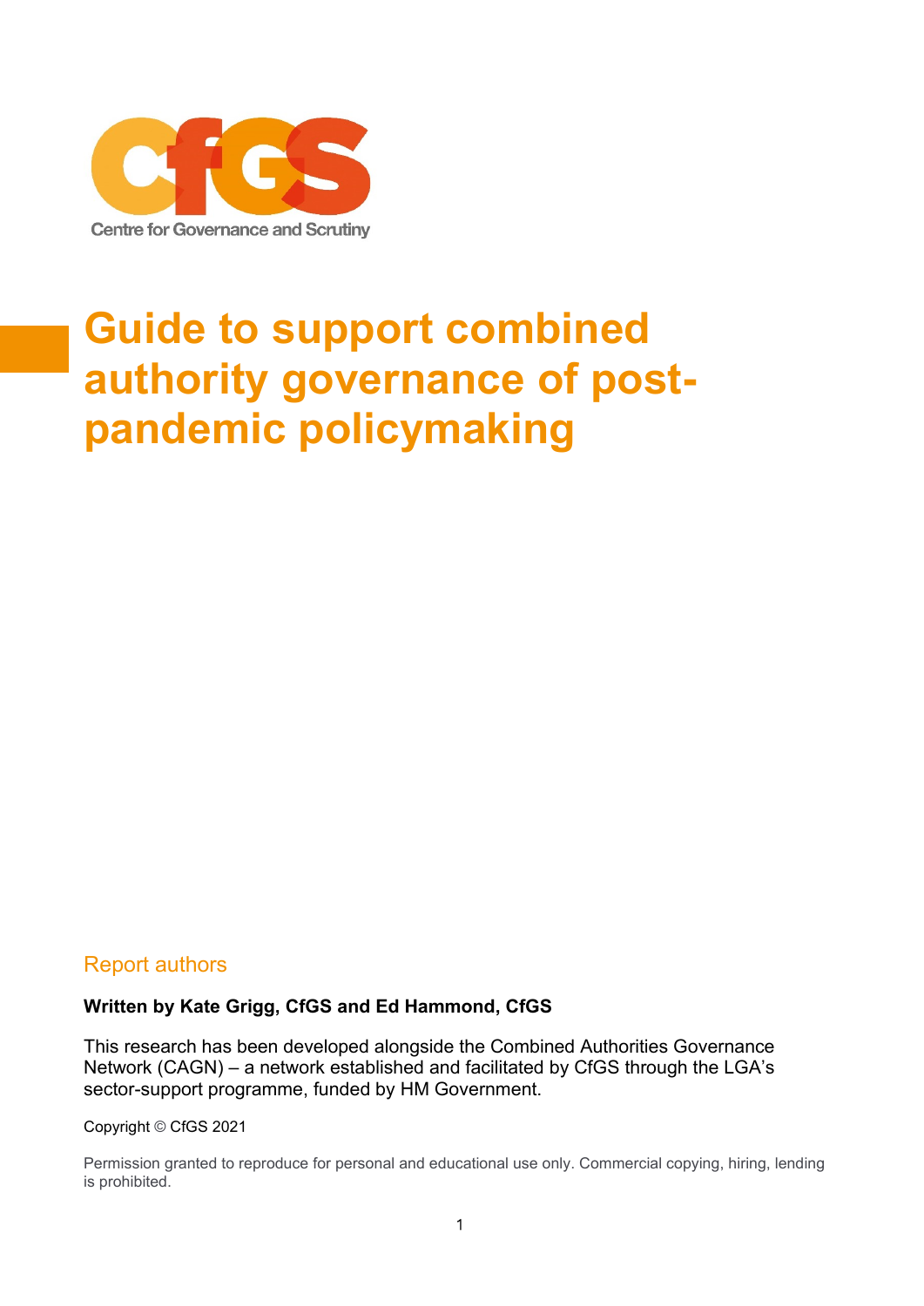Centre for Governance and Scrutiny

# Guide to support combined authority governance of post-pandemic policymaking

## Report authors

**Written by Kate Grigg, CfGS and Ed Hammond, CfGS**

This research has been developed alongside the Combined Authorities Governance Network (CAGN) – a network established and facilitated by CfGS through the LGA's sector-support programme, funded by HM Government.

Copyright © CfGS 2021

Permission granted to reproduce for personal and educational use only. Commercial copying, hiring, lending is prohibited.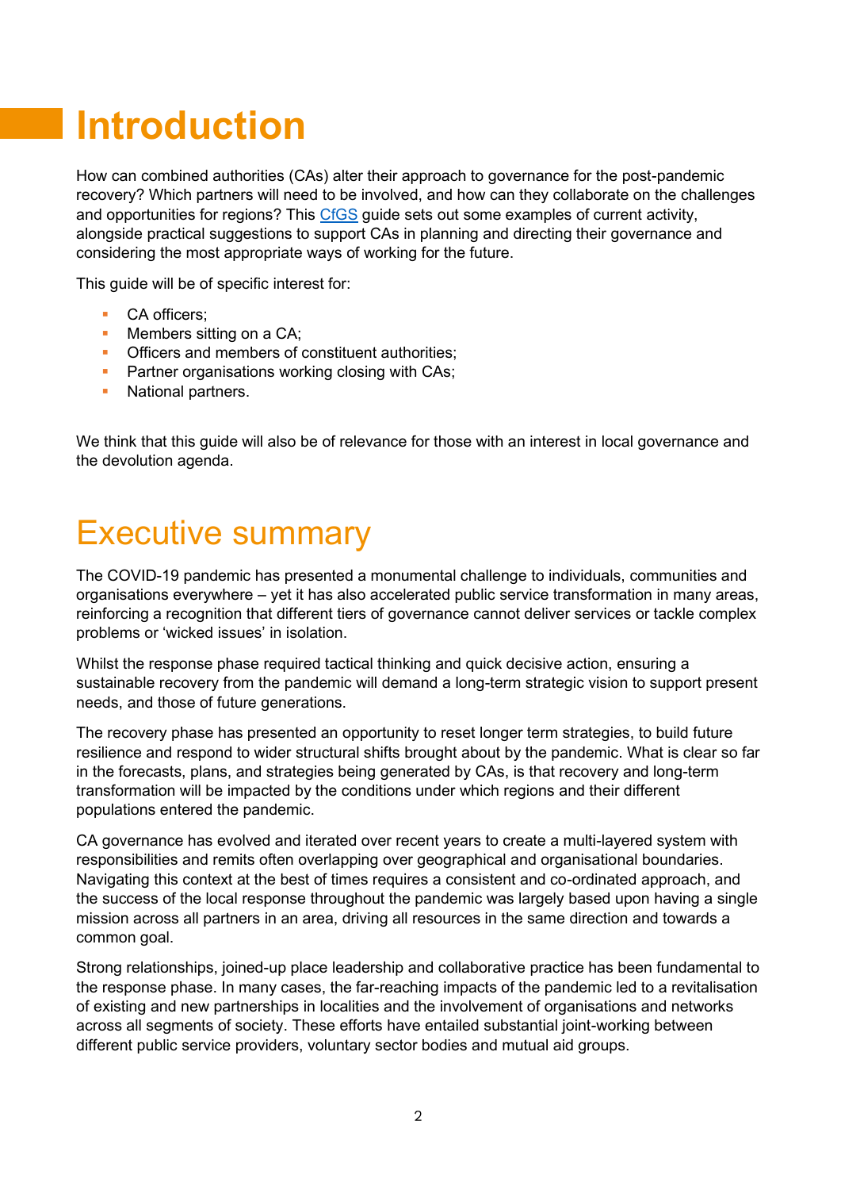# Introduction

How can combined authorities (CAs) alter their approach to governance for the post-pandemic recovery? Which partners will need to be involved, and how can they collaborate on the challenges and opportunities for regions? This [CfGS](#) guide sets out some examples of current activity, alongside practical suggestions to support CAs in planning and directing their governance and considering the most appropriate ways of working for the future.

This guide will be of specific interest for:

- CA officers;
- Members sitting on a CA;
- Officers and members of constituent authorities;
- Partner organisations working closing with CAs;
- National partners.

We think that this guide will also be of relevance for those with an interest in local governance and the devolution agenda.

# Executive summary

The COVID-19 pandemic has presented a monumental challenge to individuals, communities and organisations everywhere – yet it has also accelerated public service transformation in many areas, reinforcing a recognition that different tiers of governance cannot deliver services or tackle complex problems or 'wicked issues' in isolation.

Whilst the response phase required tactical thinking and quick decisive action, ensuring a sustainable recovery from the pandemic will demand a long-term strategic vision to support present needs, and those of future generations.

The recovery phase has presented an opportunity to reset longer term strategies, to build future resilience and respond to wider structural shifts brought about by the pandemic. What is clear so far in the forecasts, plans, and strategies being generated by CAs, is that recovery and long-term transformation will be impacted by the conditions under which regions and their different populations entered the pandemic.

CA governance has evolved and iterated over recent years to create a multi-layered system with responsibilities and remits often overlapping over geographical and organisational boundaries. Navigating this context at the best of times requires a consistent and co-ordinated approach, and the success of the local response throughout the pandemic was largely based upon having a single mission across all partners in an area, driving all resources in the same direction and towards a common goal.

Strong relationships, joined-up place leadership and collaborative practice has been fundamental to the response phase. In many cases, the far-reaching impacts of the pandemic led to a revitalisation of existing and new partnerships in localities and the involvement of organisations and networks across all segments of society. These efforts have entailed substantial joint-working between different public service providers, voluntary sector bodies and mutual aid groups.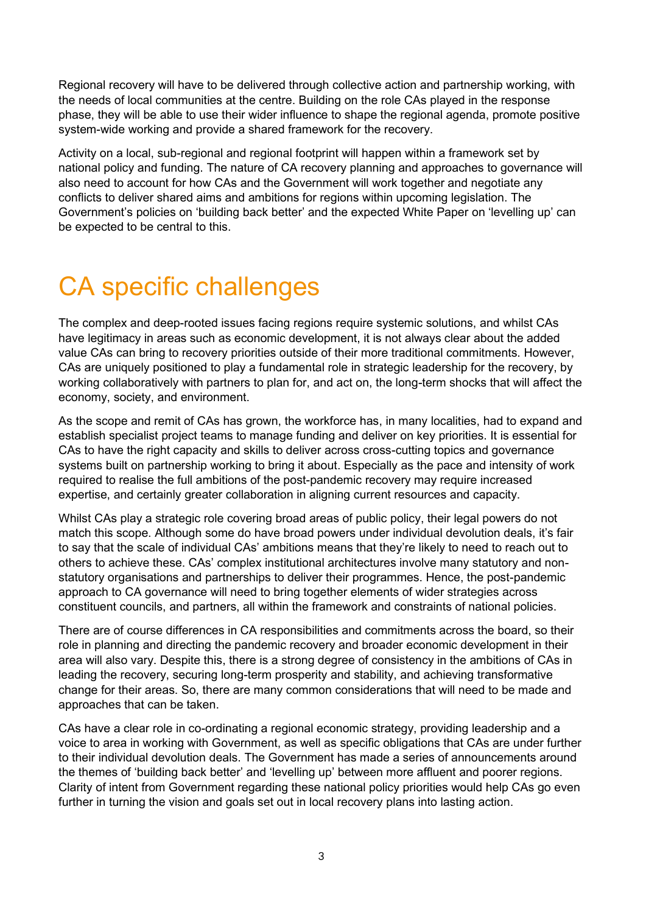Regional recovery will have to be delivered through collective action and partnership working, with the needs of local communities at the centre. Building on the role CAs played in the response phase, they will be able to use their wider influence to shape the regional agenda, promote positive system-wide working and provide a shared framework for the recovery.

Activity on a local, sub-regional and regional footprint will happen within a framework set by national policy and funding. The nature of CA recovery planning and approaches to governance will also need to account for how CAs and the Government will work together and negotiate any conflicts to deliver shared aims and ambitions for regions within upcoming legislation. The Government's policies on 'building back better' and the expected White Paper on 'levelling up' can be expected to be central to this.

# CA specific challenges

The complex and deep-rooted issues facing regions require systemic solutions, and whilst CAs have legitimacy in areas such as economic development, it is not always clear about the added value CAs can bring to recovery priorities outside of their more traditional commitments. However, CAs are uniquely positioned to play a fundamental role in strategic leadership for the recovery, by working collaboratively with partners to plan for, and act on, the long-term shocks that will affect the economy, society, and environment.

As the scope and remit of CAs has grown, the workforce has, in many localities, had to expand and establish specialist project teams to manage funding and deliver on key priorities. It is essential for CAs to have the right capacity and skills to deliver across cross-cutting topics and governance systems built on partnership working to bring it about. Especially as the pace and intensity of work required to realise the full ambitions of the post-pandemic recovery may require increased expertise, and certainly greater collaboration in aligning current resources and capacity.

Whilst CAs play a strategic role covering broad areas of public policy, their legal powers do not match this scope. Although some do have broad powers under individual devolution deals, it's fair to say that the scale of individual CAs' ambitions means that they're likely to need to reach out to others to achieve these. CAs' complex institutional architectures involve many statutory and non-statutory organisations and partnerships to deliver their programmes. Hence, the post-pandemic approach to CA governance will need to bring together elements of wider strategies across constituent councils, and partners, all within the framework and constraints of national policies.

There are of course differences in CA responsibilities and commitments across the board, so their role in planning and directing the pandemic recovery and broader economic development in their area will also vary. Despite this, there is a strong degree of consistency in the ambitions of CAs in leading the recovery, securing long-term prosperity and stability, and achieving transformative change for their areas. So, there are many common considerations that will need to be made and approaches that can be taken.

CAs have a clear role in co-ordinating a regional economic strategy, providing leadership and a voice to area in working with Government, as well as specific obligations that CAs are under further to their individual devolution deals. The Government has made a series of announcements around the themes of 'building back better' and 'levelling up' between more affluent and poorer regions. Clarity of intent from Government regarding these national policy priorities would help CAs go even further in turning the vision and goals set out in local recovery plans into lasting action.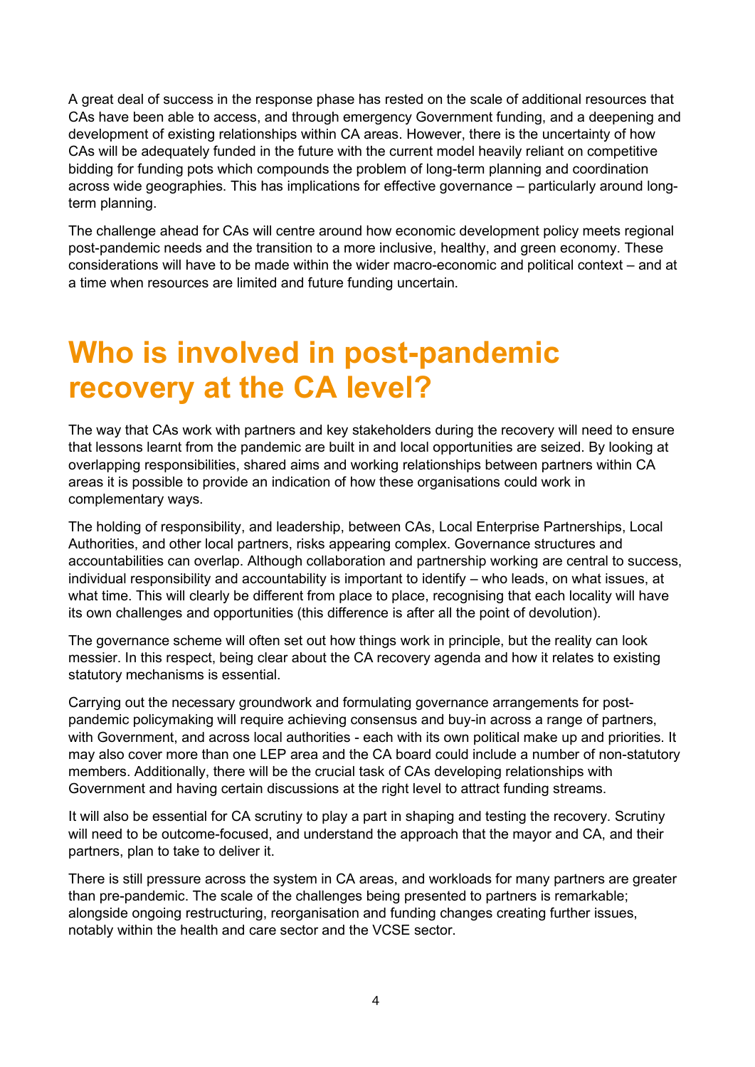A great deal of success in the response phase has rested on the scale of additional resources that CAs have been able to access, and through emergency Government funding, and a deepening and development of existing relationships within CA areas. However, there is the uncertainty of how CAs will be adequately funded in the future with the current model heavily reliant on competitive bidding for funding pots which compounds the problem of long-term planning and coordination across wide geographies. This has implications for effective governance – particularly around long-term planning.

The challenge ahead for CAs will centre around how economic development policy meets regional post-pandemic needs and the transition to a more inclusive, healthy, and green economy. These considerations will have to be made within the wider macro-economic and political context – and at a time when resources are limited and future funding uncertain.

# Who is involved in post-pandemic recovery at the CA level?

The way that CAs work with partners and key stakeholders during the recovery will need to ensure that lessons learnt from the pandemic are built in and local opportunities are seized. By looking at overlapping responsibilities, shared aims and working relationships between partners within CA areas it is possible to provide an indication of how these organisations could work in complementary ways.

The holding of responsibility, and leadership, between CAs, Local Enterprise Partnerships, Local Authorities, and other local partners, risks appearing complex. Governance structures and accountabilities can overlap. Although collaboration and partnership working are central to success, individual responsibility and accountability is important to identify – who leads, on what issues, at what time. This will clearly be different from place to place, recognising that each locality will have its own challenges and opportunities (this difference is after all the point of devolution).

The governance scheme will often set out how things work in principle, but the reality can look messier. In this respect, being clear about the CA recovery agenda and how it relates to existing statutory mechanisms is essential.

Carrying out the necessary groundwork and formulating governance arrangements for post-pandemic policymaking will require achieving consensus and buy-in across a range of partners, with Government, and across local authorities - each with its own political make up and priorities. It may also cover more than one LEP area and the CA board could include a number of non-statutory members. Additionally, there will be the crucial task of CAs developing relationships with Government and having certain discussions at the right level to attract funding streams.

It will also be essential for CA scrutiny to play a part in shaping and testing the recovery. Scrutiny will need to be outcome-focused, and understand the approach that the mayor and CA, and their partners, plan to take to deliver it.

There is still pressure across the system in CA areas, and workloads for many partners are greater than pre-pandemic. The scale of the challenges being presented to partners is remarkable; alongside ongoing restructuring, reorganisation and funding changes creating further issues, notably within the health and care sector and the VCSE sector.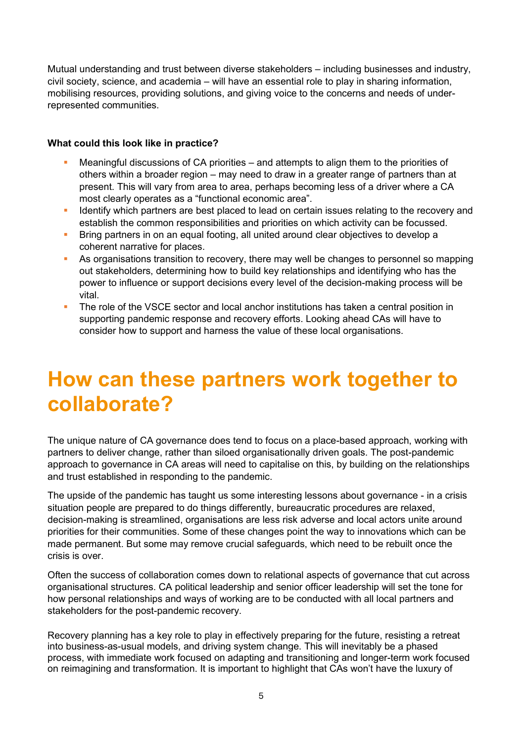Mutual understanding and trust between diverse stakeholders – including businesses and industry, civil society, science, and academia – will have an essential role to play in sharing information, mobilising resources, providing solutions, and giving voice to the concerns and needs of under-represented communities.

**What could this look like in practice?**

- Meaningful discussions of CA priorities – and attempts to align them to the priorities of others within a broader region – may need to draw in a greater range of partners than at present. This will vary from area to area, perhaps becoming less of a driver where a CA most clearly operates as a "functional economic area".
- Identify which partners are best placed to lead on certain issues relating to the recovery and establish the common responsibilities and priorities on which activity can be focussed.
- Bring partners in on an equal footing, all united around clear objectives to develop a coherent narrative for places.
- As organisations transition to recovery, there may well be changes to personnel so mapping out stakeholders, determining how to build key relationships and identifying who has the power to influence or support decisions every level of the decision-making process will be vital.
- The role of the VSCE sector and local anchor institutions has taken a central position in supporting pandemic response and recovery efforts. Looking ahead CAs will have to consider how to support and harness the value of these local organisations.

# How can these partners work together to collaborate?

The unique nature of CA governance does tend to focus on a place-based approach, working with partners to deliver change, rather than siloed organisationally driven goals. The post-pandemic approach to governance in CA areas will need to capitalise on this, by building on the relationships and trust established in responding to the pandemic.

The upside of the pandemic has taught us some interesting lessons about governance - in a crisis situation people are prepared to do things differently, bureaucratic procedures are relaxed, decision-making is streamlined, organisations are less risk adverse and local actors unite around priorities for their communities. Some of these changes point the way to innovations which can be made permanent. But some may remove crucial safeguards, which need to be rebuilt once the crisis is over.

Often the success of collaboration comes down to relational aspects of governance that cut across organisational structures. CA political leadership and senior officer leadership will set the tone for how personal relationships and ways of working are to be conducted with all local partners and stakeholders for the post-pandemic recovery.

Recovery planning has a key role to play in effectively preparing for the future, resisting a retreat into business-as-usual models, and driving system change. This will inevitably be a phased process, with immediate work focused on adapting and transitioning and longer-term work focused on reimagining and transformation. It is important to highlight that CAs won't have the luxury of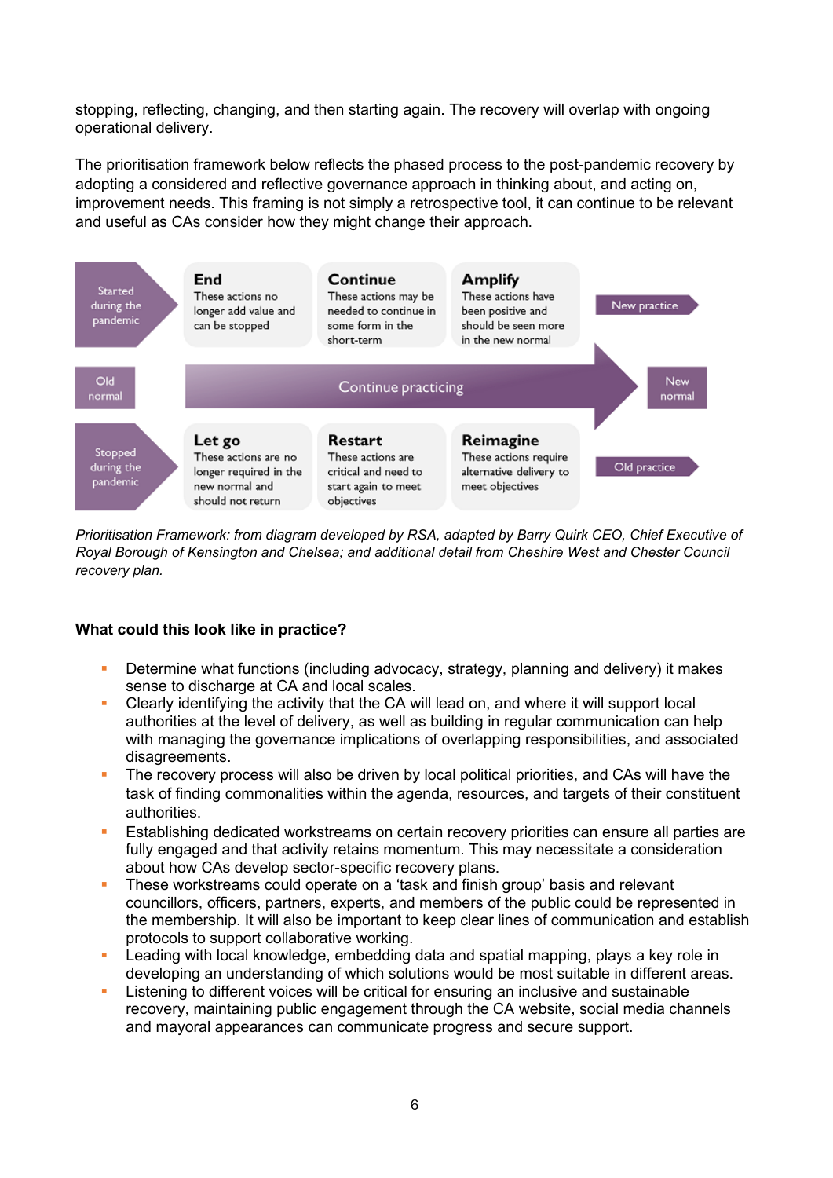stopping, reflecting, changing, and then starting again. The recovery will overlap with ongoing operational delivery.

The prioritisation framework below reflects the phased process to the post-pandemic recovery by adopting a considered and reflective governance approach in thinking about, and acting on, improvement needs. This framing is not simply a retrospective tool, it can continue to be relevant and useful as CAs consider how they might change their approach.

| | | | | |
|---|---|---|---|---|
| Started during the pandemic | **End** These actions no longer add value and can be stopped | **Continue** These actions may be needed to continue in some form in the short-term | **Amplify** These actions have been positive and should be seen more in the new normal | New practice |
| Old normal | Continuing practicing | | | New normal |
| Stopped during the pandemic | **Let go** These actions are no longer required in the new normal and should not return | **Restart** These actions are critical and need to start again to meet objectives | **Reimagine** These actions require alternative delivery to meet objectives | Old practice |

*Prioritisation Framework: from diagram developed by RSA, adapted by Barry Quirk CEO, Chief Executive of Royal Borough of Kensington and Chelsea; and additional detail from Cheshire West and Chester Council recovery plan.*

**What could this look like in practice?**

- Determine what functions (including advocacy, strategy, planning and delivery) it makes sense to discharge at CA and local scales.
- Clearly identifying the activity that the CA will lead on, and where it will support local authorities at the level of delivery, as well as building in regular communication can help with managing the governance implications of overlapping responsibilities, and associated disagreements.
- The recovery process will also be driven by local political priorities, and CAs will have the task of finding commonalities within the agenda, resources, and targets of their constituent authorities.
- Establishing dedicated workstreams on certain recovery priorities can ensure all parties are fully engaged and that activity retains momentum. This may necessitate a consideration about how CAs develop sector-specific recovery plans.
- These workstreams could operate on a 'task and finish group' basis and relevant councillors, officers, partners, experts, and members of the public could be represented in the membership. It will also be important to keep clear lines of communication and establish protocols to support collaborative working.
- Leading with local knowledge, embedding data and spatial mapping, plays a key role in developing an understanding of which solutions would be most suitable in different areas.
- Listening to different voices will be critical for ensuring an inclusive and sustainable recovery, maintaining public engagement through the CA website, social media channels and mayoral appearances can communicate progress and secure support.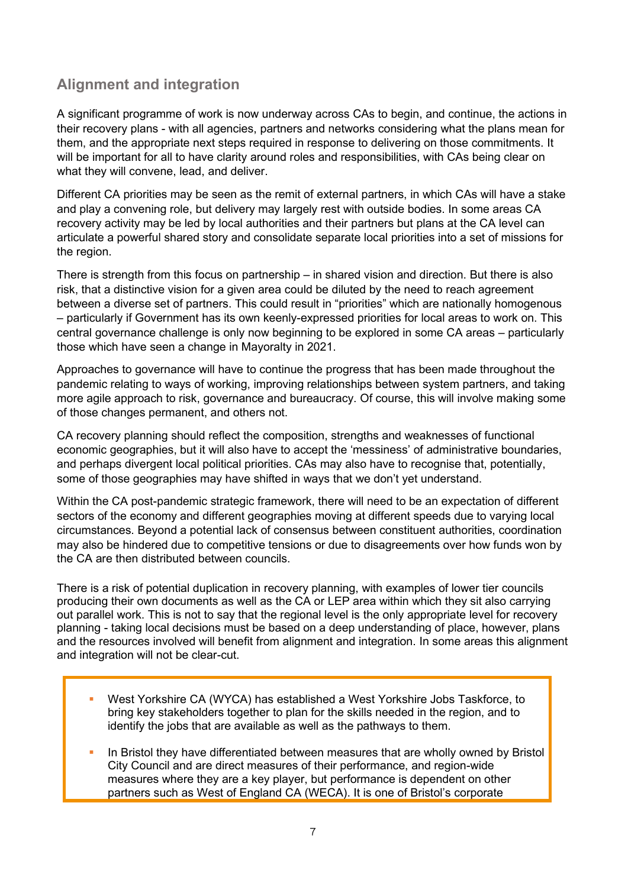## Alignment and integration

A significant programme of work is now underway across CAs to begin, and continue, the actions in their recovery plans - with all agencies, partners and networks considering what the plans mean for them, and the appropriate next steps required in response to delivering on those commitments. It will be important for all to have clarity around roles and responsibilities, with CAs being clear on what they will convene, lead, and deliver.

Different CA priorities may be seen as the remit of external partners, in which CAs will have a stake and play a convening role, but delivery may largely rest with outside bodies. In some areas CA recovery activity may be led by local authorities and their partners but plans at the CA level can articulate a powerful shared story and consolidate separate local priorities into a set of missions for the region.

There is strength from this focus on partnership – in shared vision and direction. But there is also risk, that a distinctive vision for a given area could be diluted by the need to reach agreement between a diverse set of partners. This could result in "priorities" which are nationally homogenous – particularly if Government has its own keenly-expressed priorities for local areas to work on. This central governance challenge is only now beginning to be explored in some CA areas – particularly those which have seen a change in Mayoralty in 2021.

Approaches to governance will have to continue the progress that has been made throughout the pandemic relating to ways of working, improving relationships between system partners, and taking more agile approach to risk, governance and bureaucracy. Of course, this will involve making some of those changes permanent, and others not.

CA recovery planning should reflect the composition, strengths and weaknesses of functional economic geographies, but it will also have to accept the 'messiness' of administrative boundaries, and perhaps divergent local political priorities. CAs may also have to recognise that, potentially, some of those geographies may have shifted in ways that we don't yet understand.

Within the CA post-pandemic strategic framework, there will need to be an expectation of different sectors of the economy and different geographies moving at different speeds due to varying local circumstances. Beyond a potential lack of consensus between constituent authorities, coordination may also be hindered due to competitive tensions or due to disagreements over how funds won by the CA are then distributed between councils.

There is a risk of potential duplication in recovery planning, with examples of lower tier councils producing their own documents as well as the CA or LEP area within which they sit also carrying out parallel work. This is not to say that the regional level is the only appropriate level for recovery planning - taking local decisions must be based on a deep understanding of place, however, plans and the resources involved will benefit from alignment and integration. In some areas this alignment and integration will not be clear-cut.

- West Yorkshire CA (WYCA) has established a West Yorkshire Jobs Taskforce, to bring key stakeholders together to plan for the skills needed in the region, and to identify the jobs that are available as well as the pathways to them.
- In Bristol they have differentiated between measures that are wholly owned by Bristol City Council and are direct measures of their performance, and region-wide measures where they are a key player, but performance is dependent on other partners such as West of England CA (WECA). It is one of Bristol's corporate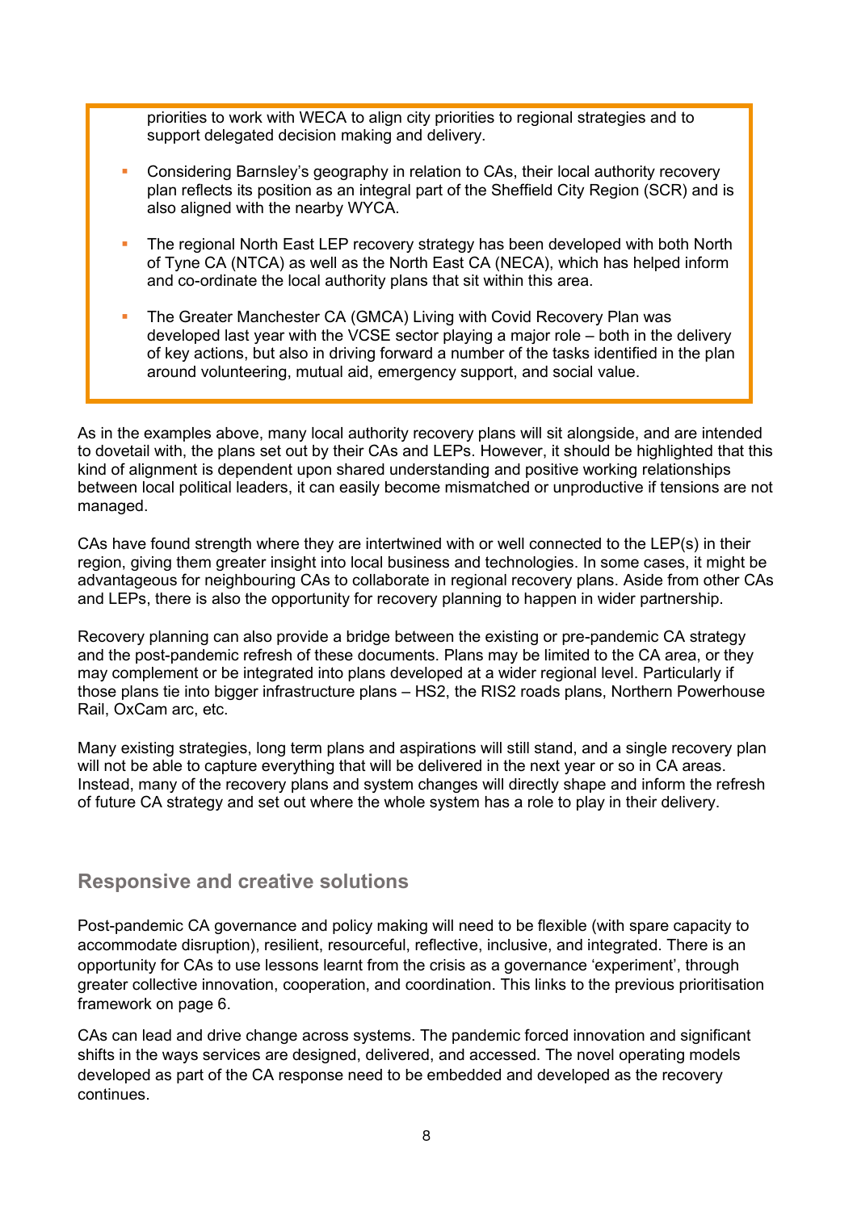priorities to work with WECA to align city priorities to regional strategies and to support delegated decision making and delivery.

- Considering Barnsley's geography in relation to CAs, their local authority recovery plan reflects its position as an integral part of the Sheffield City Region (SCR) and is also aligned with the nearby WYCA.
- The regional North East LEP recovery strategy has been developed with both North of Tyne CA (NTCA) as well as the North East CA (NECA), which has helped inform and co-ordinate the local authority plans that sit within this area.
- The Greater Manchester CA (GMCA) Living with Covid Recovery Plan was developed last year with the VCSE sector playing a major role – both in the delivery of key actions, but also in driving forward a number of the tasks identified in the plan around volunteering, mutual aid, emergency support, and social value.

As in the examples above, many local authority recovery plans will sit alongside, and are intended to dovetail with, the plans set out by their CAs and LEPs. However, it should be highlighted that this kind of alignment is dependent upon shared understanding and positive working relationships between local political leaders, it can easily become mismatched or unproductive if tensions are not managed.

CAs have found strength where they are intertwined with or well connected to the LEP(s) in their region, giving them greater insight into local business and technologies. In some cases, it might be advantageous for neighbouring CAs to collaborate in regional recovery plans. Aside from other CAs and LEPs, there is also the opportunity for recovery planning to happen in wider partnership.

Recovery planning can also provide a bridge between the existing or pre-pandemic CA strategy and the post-pandemic refresh of these documents. Plans may be limited to the CA area, or they may complement or be integrated into plans developed at a wider regional level. Particularly if those plans tie into bigger infrastructure plans – HS2, the RIS2 roads plans, Northern Powerhouse Rail, OxCam arc, etc.

Many existing strategies, long term plans and aspirations will still stand, and a single recovery plan will not be able to capture everything that will be delivered in the next year or so in CA areas. Instead, many of the recovery plans and system changes will directly shape and inform the refresh of future CA strategy and set out where the whole system has a role to play in their delivery.

## Responsive and creative solutions

Post-pandemic CA governance and policy making will need to be flexible (with spare capacity to accommodate disruption), resilient, resourceful, reflective, inclusive, and integrated. There is an opportunity for CAs to use lessons learnt from the crisis as a governance 'experiment', through greater collective innovation, cooperation, and coordination. This links to the previous prioritisation framework on page 6.

CAs can lead and drive change across systems. The pandemic forced innovation and significant shifts in the ways services are designed, delivered, and accessed. The novel operating models developed as part of the CA response need to be embedded and developed as the recovery continues.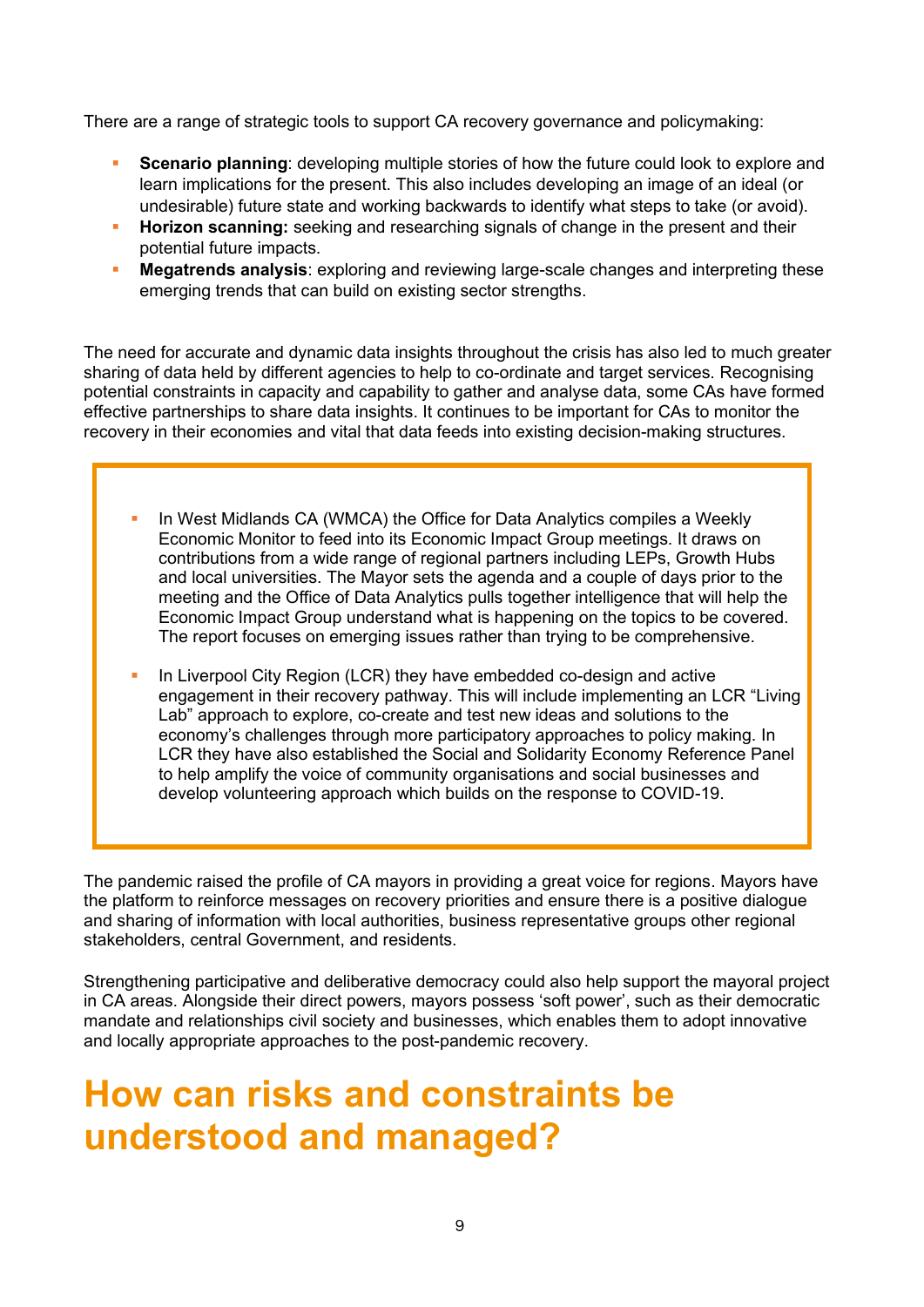There are a range of strategic tools to support CA recovery governance and policymaking:

- **Scenario planning**: developing multiple stories of how the future could look to explore and learn implications for the present. This also includes developing an image of an ideal (or undesirable) future state and working backwards to identify what steps to take (or avoid).
- **Horizon scanning:** seeking and researching signals of change in the present and their potential future impacts.
- **Megatrends analysis**: exploring and reviewing large-scale changes and interpreting these emerging trends that can build on existing sector strengths.

The need for accurate and dynamic data insights throughout the crisis has also led to much greater sharing of data held by different agencies to help to co-ordinate and target services. Recognising potential constraints in capacity and capability to gather and analyse data, some CAs have formed effective partnerships to share data insights. It continues to be important for CAs to monitor the recovery in their economies and vital that data feeds into existing decision-making structures.

- In West Midlands CA (WMCA) the Office for Data Analytics compiles a Weekly Economic Monitor to feed into its Economic Impact Group meetings. It draws on contributions from a wide range of regional partners including LEPs, Growth Hubs and local universities. The Mayor sets the agenda and a couple of days prior to the meeting and the Office of Data Analytics pulls together intelligence that will help the Economic Impact Group understand what is happening on the topics to be covered. The report focuses on emerging issues rather than trying to be comprehensive.
- In Liverpool City Region (LCR) they have embedded co-design and active engagement in their recovery pathway. This will include implementing an LCR "Living Lab" approach to explore, co-create and test new ideas and solutions to the economy's challenges through more participatory approaches to policy making. In LCR they have also established the Social and Solidarity Economy Reference Panel to help amplify the voice of community organisations and social businesses and develop volunteering approach which builds on the response to COVID-19.

The pandemic raised the profile of CA mayors in providing a great voice for regions. Mayors have the platform to reinforce messages on recovery priorities and ensure there is a positive dialogue and sharing of information with local authorities, business representative groups other regional stakeholders, central Government, and residents.

Strengthening participative and deliberative democracy could also help support the mayoral project in CA areas. Alongside their direct powers, mayors possess 'soft power', such as their democratic mandate and relationships civil society and businesses, which enables them to adopt innovative and locally appropriate approaches to the post-pandemic recovery.

# How can risks and constraints be understood and managed?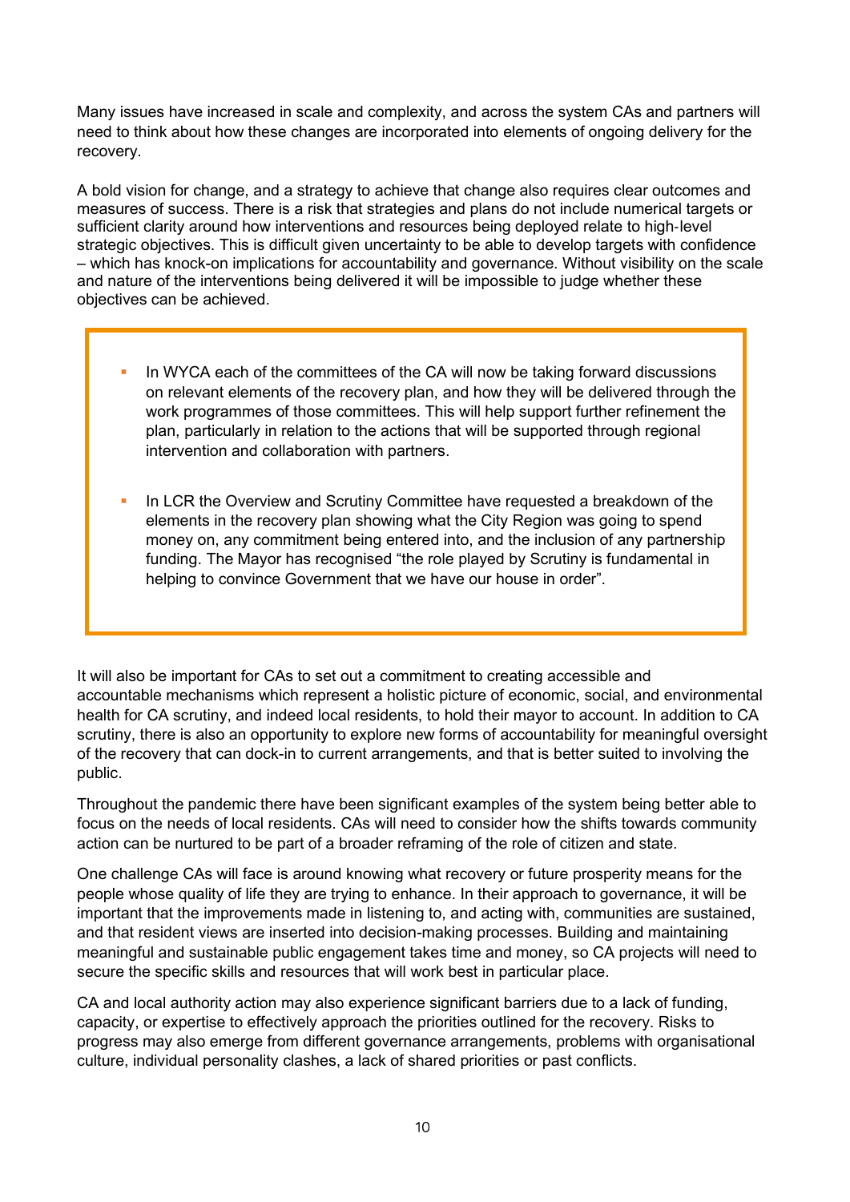Many issues have increased in scale and complexity, and across the system CAs and partners will need to think about how these changes are incorporated into elements of ongoing delivery for the recovery.

A bold vision for change, and a strategy to achieve that change also requires clear outcomes and measures of success. There is a risk that strategies and plans do not include numerical targets or sufficient clarity around how interventions and resources being deployed relate to high-level strategic objectives. This is difficult given uncertainty to be able to develop targets with confidence – which has knock-on implications for accountability and governance. Without visibility on the scale and nature of the interventions being delivered it will be impossible to judge whether these objectives can be achieved.

- In WYCA each of the committees of the CA will now be taking forward discussions on relevant elements of the recovery plan, and how they will be delivered through the work programmes of those committees. This will help support further refinement the plan, particularly in relation to the actions that will be supported through regional intervention and collaboration with partners.

- In LCR the Overview and Scrutiny Committee have requested a breakdown of the elements in the recovery plan showing what the City Region was going to spend money on, any commitment being entered into, and the inclusion of any partnership funding. The Mayor has recognised "the role played by Scrutiny is fundamental in helping to convince Government that we have our house in order".

It will also be important for CAs to set out a commitment to creating accessible and accountable mechanisms which represent a holistic picture of economic, social, and environmental health for CA scrutiny, and indeed local residents, to hold their mayor to account. In addition to CA scrutiny, there is also an opportunity to explore new forms of accountability for meaningful oversight of the recovery that can dock-in to current arrangements, and that is better suited to involving the public.

Throughout the pandemic there have been significant examples of the system being better able to focus on the needs of local residents. CAs will need to consider how the shifts towards community action can be nurtured to be part of a broader reframing of the role of citizen and state.

One challenge CAs will face is around knowing what recovery or future prosperity means for the people whose quality of life they are trying to enhance. In their approach to governance, it will be important that the improvements made in listening to, and acting with, communities are sustained, and that resident views are inserted into decision-making processes. Building and maintaining meaningful and sustainable public engagement takes time and money, so CA projects will need to secure the specific skills and resources that will work best in particular place.

CA and local authority action may also experience significant barriers due to a lack of funding, capacity, or expertise to effectively approach the priorities outlined for the recovery. Risks to progress may also emerge from different governance arrangements, problems with organisational culture, individual personality clashes, a lack of shared priorities or past conflicts.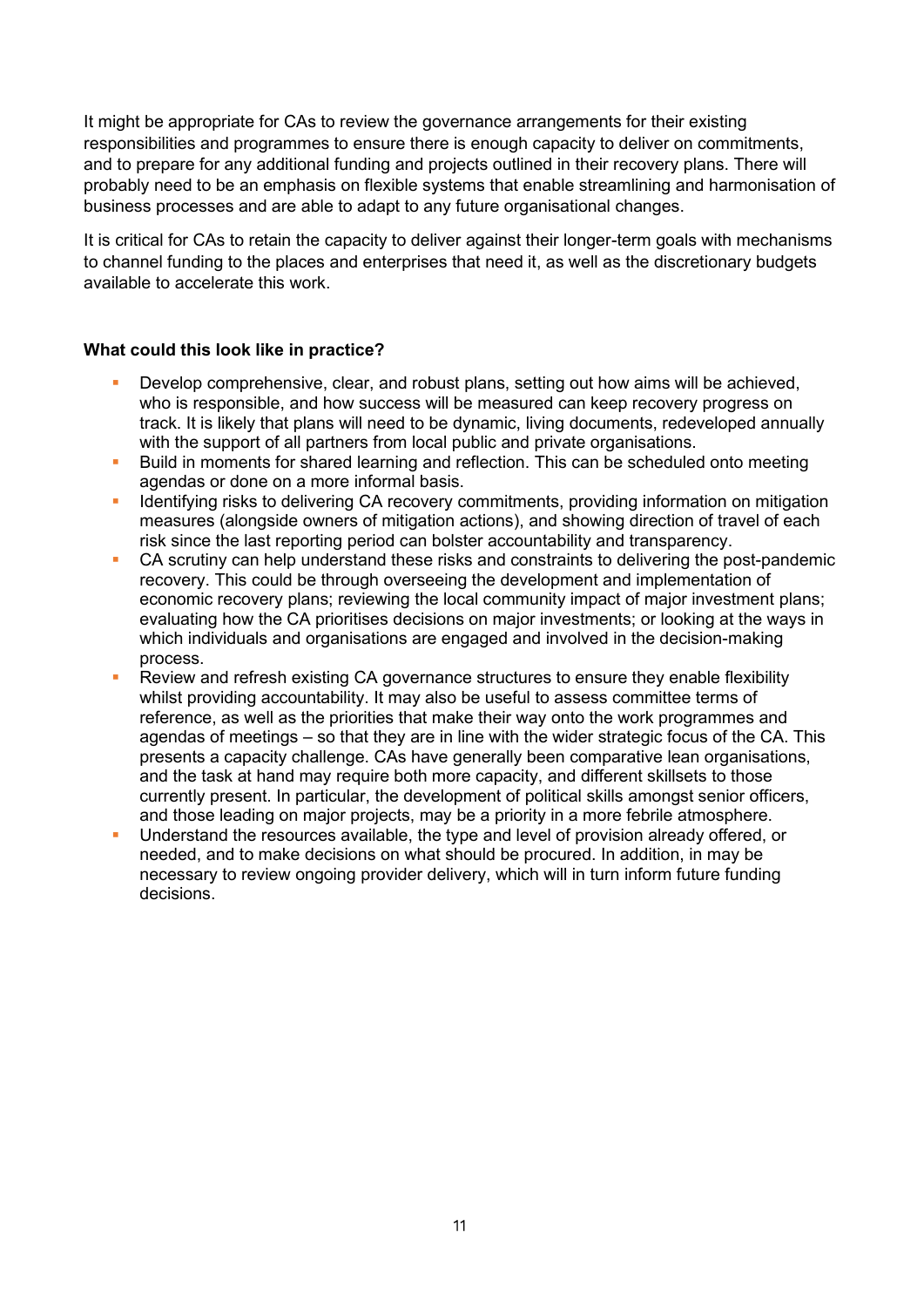It might be appropriate for CAs to review the governance arrangements for their existing responsibilities and programmes to ensure there is enough capacity to deliver on commitments, and to prepare for any additional funding and projects outlined in their recovery plans. There will probably need to be an emphasis on flexible systems that enable streamlining and harmonisation of business processes and are able to adapt to any future organisational changes.

It is critical for CAs to retain the capacity to deliver against their longer-term goals with mechanisms to channel funding to the places and enterprises that need it, as well as the discretionary budgets available to accelerate this work.

**What could this look like in practice?**

- Develop comprehensive, clear, and robust plans, setting out how aims will be achieved, who is responsible, and how success will be measured can keep recovery progress on track. It is likely that plans will need to be dynamic, living documents, redeveloped annually with the support of all partners from local public and private organisations.
- Build in moments for shared learning and reflection. This can be scheduled onto meeting agendas or done on a more informal basis.
- Identifying risks to delivering CA recovery commitments, providing information on mitigation measures (alongside owners of mitigation actions), and showing direction of travel of each risk since the last reporting period can bolster accountability and transparency.
- CA scrutiny can help understand these risks and constraints to delivering the post-pandemic recovery. This could be through overseeing the development and implementation of economic recovery plans; reviewing the local community impact of major investment plans; evaluating how the CA prioritises decisions on major investments; or looking at the ways in which individuals and organisations are engaged and involved in the decision-making process.
- Review and refresh existing CA governance structures to ensure they enable flexibility whilst providing accountability. It may also be useful to assess committee terms of reference, as well as the priorities that make their way onto the work programmes and agendas of meetings – so that they are in line with the wider strategic focus of the CA. This presents a capacity challenge. CAs have generally been comparative lean organisations, and the task at hand may require both more capacity, and different skillsets to those currently present. In particular, the development of political skills amongst senior officers, and those leading on major projects, may be a priority in a more febrile atmosphere.
- Understand the resources available, the type and level of provision already offered, or needed, and to make decisions on what should be procured. In addition, in may be necessary to review ongoing provider delivery, which will in turn inform future funding decisions.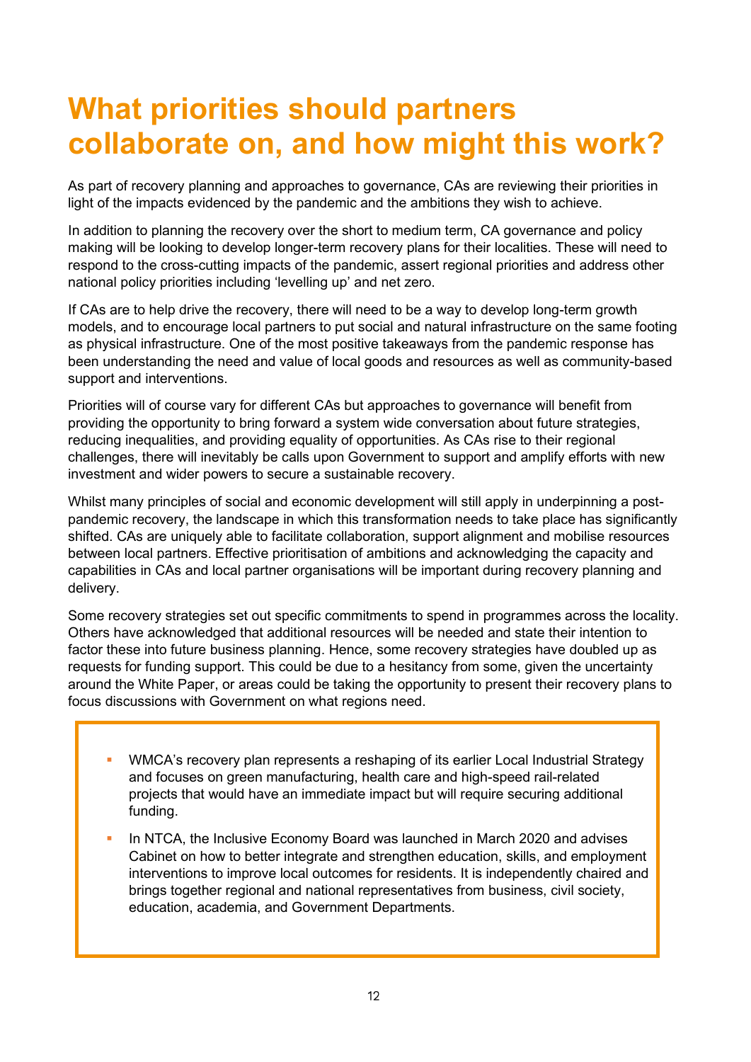# What priorities should partners collaborate on, and how might this work?

As part of recovery planning and approaches to governance, CAs are reviewing their priorities in light of the impacts evidenced by the pandemic and the ambitions they wish to achieve.

In addition to planning the recovery over the short to medium term, CA governance and policy making will be looking to develop longer-term recovery plans for their localities. These will need to respond to the cross-cutting impacts of the pandemic, assert regional priorities and address other national policy priorities including 'levelling up' and net zero.

If CAs are to help drive the recovery, there will need to be a way to develop long-term growth models, and to encourage local partners to put social and natural infrastructure on the same footing as physical infrastructure. One of the most positive takeaways from the pandemic response has been understanding the need and value of local goods and resources as well as community-based support and interventions.

Priorities will of course vary for different CAs but approaches to governance will benefit from providing the opportunity to bring forward a system wide conversation about future strategies, reducing inequalities, and providing equality of opportunities. As CAs rise to their regional challenges, there will inevitably be calls upon Government to support and amplify efforts with new investment and wider powers to secure a sustainable recovery.

Whilst many principles of social and economic development will still apply in underpinning a post-pandemic recovery, the landscape in which this transformation needs to take place has significantly shifted. CAs are uniquely able to facilitate collaboration, support alignment and mobilise resources between local partners. Effective prioritisation of ambitions and acknowledging the capacity and capabilities in CAs and local partner organisations will be important during recovery planning and delivery.

Some recovery strategies set out specific commitments to spend in programmes across the locality. Others have acknowledged that additional resources will be needed and state their intention to factor these into future business planning. Hence, some recovery strategies have doubled up as requests for funding support. This could be due to a hesitancy from some, given the uncertainty around the White Paper, or areas could be taking the opportunity to present their recovery plans to focus discussions with Government on what regions need.

- WMCA's recovery plan represents a reshaping of its earlier Local Industrial Strategy and focuses on green manufacturing, health care and high-speed rail-related projects that would have an immediate impact but will require securing additional funding.
- In NTCA, the Inclusive Economy Board was launched in March 2020 and advises Cabinet on how to better integrate and strengthen education, skills, and employment interventions to improve local outcomes for residents. It is independently chaired and brings together regional and national representatives from business, civil society, education, academia, and Government Departments.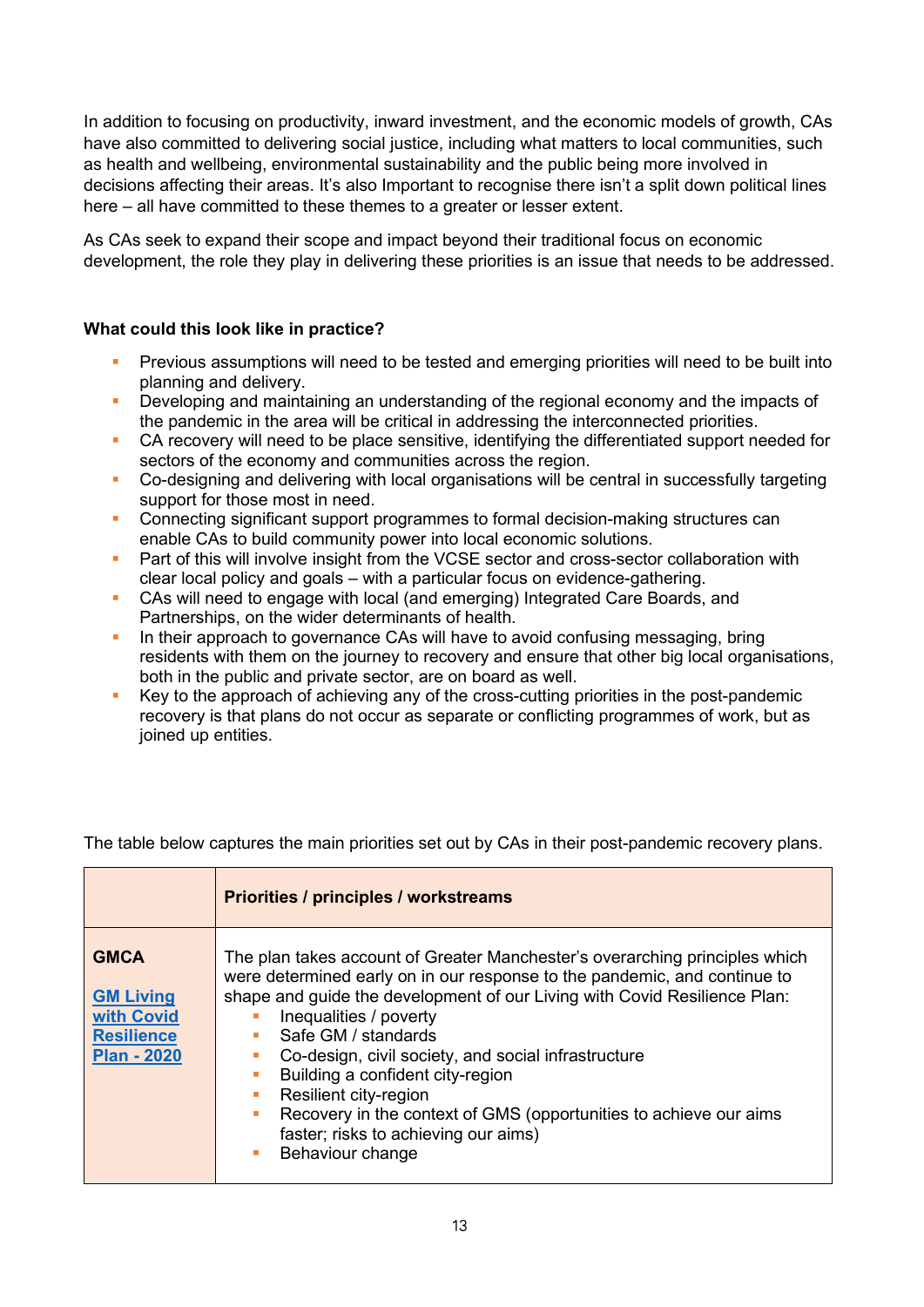In addition to focusing on productivity, inward investment, and the economic models of growth, CAs have also committed to delivering social justice, including what matters to local communities, such as health and wellbeing, environmental sustainability and the public being more involved in decisions affecting their areas. It's also Important to recognise there isn't a split down political lines here – all have committed to these themes to a greater or lesser extent.

As CAs seek to expand their scope and impact beyond their traditional focus on economic development, the role they play in delivering these priorities is an issue that needs to be addressed.

**What could this look like in practice?**

- Previous assumptions will need to be tested and emerging priorities will need to be built into planning and delivery.
- Developing and maintaining an understanding of the regional economy and the impacts of the pandemic in the area will be critical in addressing the interconnected priorities.
- CA recovery will need to be place sensitive, identifying the differentiated support needed for sectors of the economy and communities across the region.
- Co-designing and delivering with local organisations will be central in successfully targeting support for those most in need.
- Connecting significant support programmes to formal decision-making structures can enable CAs to build community power into local economic solutions.
- Part of this will involve insight from the VCSE sector and cross-sector collaboration with clear local policy and goals – with a particular focus on evidence-gathering.
- CAs will need to engage with local (and emerging) Integrated Care Boards, and Partnerships, on the wider determinants of health.
- In their approach to governance CAs will have to avoid confusing messaging, bring residents with them on the journey to recovery and ensure that other big local organisations, both in the public and private sector, are on board as well.
- Key to the approach of achieving any of the cross-cutting priorities in the post-pandemic recovery is that plans do not occur as separate or conflicting programmes of work, but as joined up entities.

The table below captures the main priorities set out by CAs in their post-pandemic recovery plans.

| | **Priorities / principles / workstreams** |
|---|---|
| **GMCA**<br><br>**GM Living with Covid Resilience Plan - 2020** | The plan takes account of Greater Manchester's overarching principles which were determined early on in our response to the pandemic, and continue to shape and guide the development of our Living with Covid Resilience Plan:<br>- Inequalities / poverty<br>- Safe GM / standards<br>- Co-design, civil society, and social infrastructure<br>- Building a confident city-region<br>- Resilient city-region<br>- Recovery in the context of GMS (opportunities to achieve our aims faster; risks to achieving our aims)<br>- Behaviour change |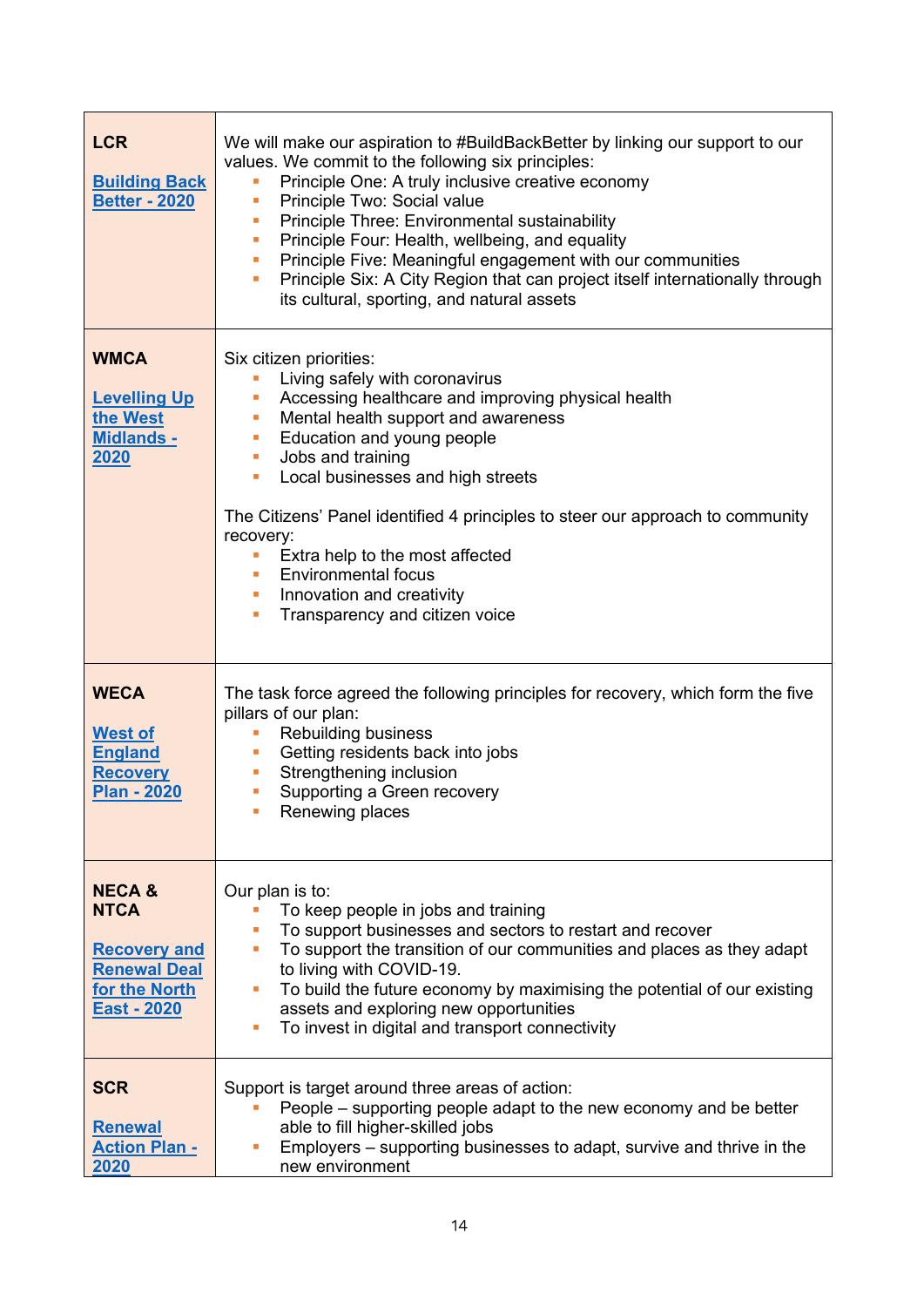| | |
|---|---|
| **LCR**<br><br>**Building Back Better - 2020** | We will make our aspiration to #BuildBackBetter by linking our support to our values. We commit to the following six principles:<br>▪ Principle One: A truly inclusive creative economy<br>▪ Principle Two: Social value<br>▪ Principle Three: Environmental sustainability<br>▪ Principle Four: Health, wellbeing, and equality<br>▪ Principle Five: Meaningful engagement with our communities<br>▪ Principle Six: A City Region that can project itself internationally through its cultural, sporting, and natural assets |
| **WMCA**<br><br>**Levelling Up the West Midlands - 2020** | Six citizen priorities:<br>▪ Living safely with coronavirus<br>▪ Accessing healthcare and improving physical health<br>▪ Mental health support and awareness<br>▪ Education and young people<br>▪ Jobs and training<br>▪ Local businesses and high streets<br><br>The Citizens' Panel identified 4 principles to steer our approach to community recovery:<br>▪ Extra help to the most affected<br>▪ Environmental focus<br>▪ Innovation and creativity<br>▪ Transparency and citizen voice |
| **WECA**<br><br>**West of England Recovery Plan - 2020** | The task force agreed the following principles for recovery, which form the five pillars of our plan:<br>▪ Rebuilding business<br>▪ Getting residents back into jobs<br>▪ Strengthening inclusion<br>▪ Supporting a Green recovery<br>▪ Renewing places |
| **NECA & NTCA**<br><br>**Recovery and Renewal Deal for the North East - 2020** | Our plan is to:<br>▪ To keep people in jobs and training<br>▪ To support businesses and sectors to restart and recover<br>▪ To support the transition of our communities and places as they adapt to living with COVID-19.<br>▪ To build the future economy by maximising the potential of our existing assets and exploring new opportunities<br>▪ To invest in digital and transport connectivity |
| **SCR**<br><br>**Renewal Action Plan - 2020** | Support is target around three areas of action:<br>▪ People – supporting people adapt to the new economy and be better able to fill higher-skilled jobs<br>▪ Employers – supporting businesses to adapt, survive and thrive in the new environment |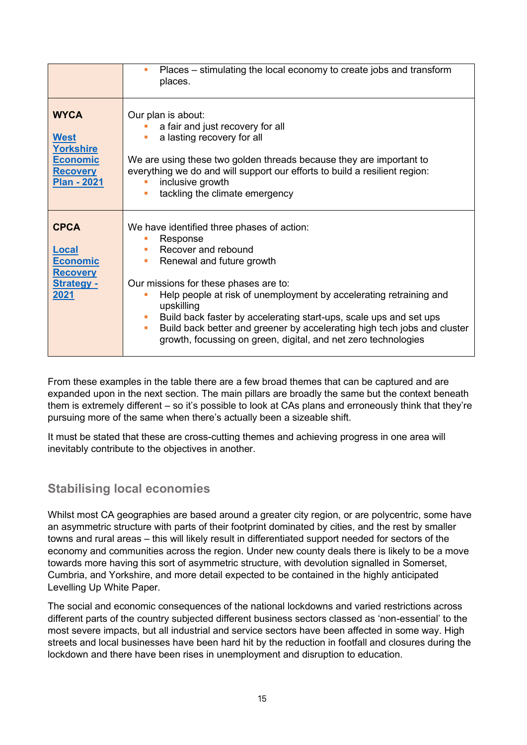|  |  |
|---|---|
|  | ▪ Places – stimulating the local economy to create jobs and transform places. |
| **WYCA**<br><br>**West Yorkshire Economic Recovery Plan - 2021** | Our plan is about:<br>▪ a fair and just recovery for all<br>▪ a lasting recovery for all<br><br>We are using these two golden threads because they are important to everything we do and will support our efforts to build a resilient region:<br>▪ inclusive growth<br>▪ tackling the climate emergency |
| **CPCA**<br><br>**Local Economic Recovery Strategy - 2021** | We have identified three phases of action:<br>▪ Response<br>▪ Recover and rebound<br>▪ Renewal and future growth<br><br>Our missions for these phases are to:<br>▪ Help people at risk of unemployment by accelerating retraining and upskilling<br>▪ Build back faster by accelerating start-ups, scale ups and set ups<br>▪ Build back better and greener by accelerating high tech jobs and cluster growth, focussing on green, digital, and net zero technologies |

From these examples in the table there are a few broad themes that can be captured and are expanded upon in the next section. The main pillars are broadly the same but the context beneath them is extremely different – so it's possible to look at CAs plans and erroneously think that they're pursuing more of the same when there's actually been a sizeable shift.

It must be stated that these are cross-cutting themes and achieving progress in one area will inevitably contribute to the objectives in another.

## Stabilising local economies

Whilst most CA geographies are based around a greater city region, or are polycentric, some have an asymmetric structure with parts of their footprint dominated by cities, and the rest by smaller towns and rural areas – this will likely result in differentiated support needed for sectors of the economy and communities across the region. Under new county deals there is likely to be a move towards more having this sort of asymmetric structure, with devolution signalled in Somerset, Cumbria, and Yorkshire, and more detail expected to be contained in the highly anticipated Levelling Up White Paper.

The social and economic consequences of the national lockdowns and varied restrictions across different parts of the country subjected different business sectors classed as 'non-essential' to the most severe impacts, but all industrial and service sectors have been affected in some way. High streets and local businesses have been hard hit by the reduction in footfall and closures during the lockdown and there have been rises in unemployment and disruption to education.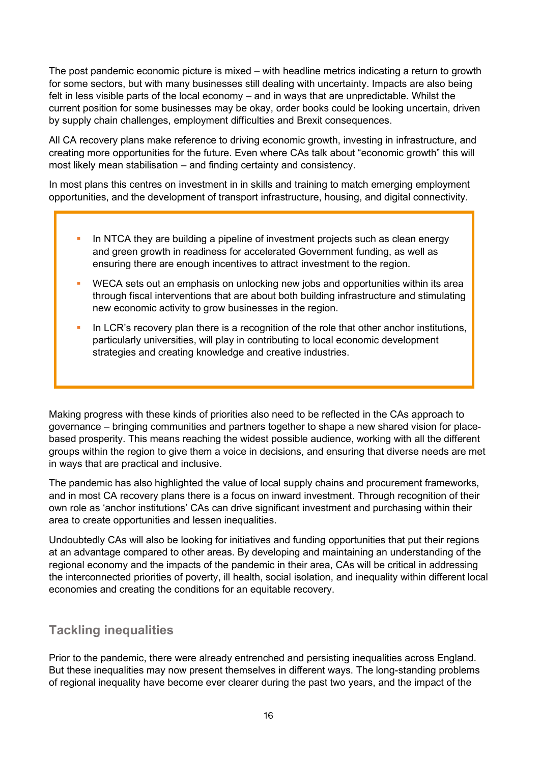The post pandemic economic picture is mixed – with headline metrics indicating a return to growth for some sectors, but with many businesses still dealing with uncertainty. Impacts are also being felt in less visible parts of the local economy – and in ways that are unpredictable. Whilst the current position for some businesses may be okay, order books could be looking uncertain, driven by supply chain challenges, employment difficulties and Brexit consequences.

All CA recovery plans make reference to driving economic growth, investing in infrastructure, and creating more opportunities for the future. Even where CAs talk about "economic growth" this will most likely mean stabilisation – and finding certainty and consistency.

In most plans this centres on investment in in skills and training to match emerging employment opportunities, and the development of transport infrastructure, housing, and digital connectivity.

- In NTCA they are building a pipeline of investment projects such as clean energy and green growth in readiness for accelerated Government funding, as well as ensuring there are enough incentives to attract investment to the region.
- WECA sets out an emphasis on unlocking new jobs and opportunities within its area through fiscal interventions that are about both building infrastructure and stimulating new economic activity to grow businesses in the region.
- In LCR's recovery plan there is a recognition of the role that other anchor institutions, particularly universities, will play in contributing to local economic development strategies and creating knowledge and creative industries.

Making progress with these kinds of priorities also need to be reflected in the CAs approach to governance – bringing communities and partners together to shape a new shared vision for place-based prosperity. This means reaching the widest possible audience, working with all the different groups within the region to give them a voice in decisions, and ensuring that diverse needs are met in ways that are practical and inclusive.

The pandemic has also highlighted the value of local supply chains and procurement frameworks, and in most CA recovery plans there is a focus on inward investment. Through recognition of their own role as 'anchor institutions' CAs can drive significant investment and purchasing within their area to create opportunities and lessen inequalities.

Undoubtedly CAs will also be looking for initiatives and funding opportunities that put their regions at an advantage compared to other areas. By developing and maintaining an understanding of the regional economy and the impacts of the pandemic in their area, CAs will be critical in addressing the interconnected priorities of poverty, ill health, social isolation, and inequality within different local economies and creating the conditions for an equitable recovery.

## Tackling inequalities

Prior to the pandemic, there were already entrenched and persisting inequalities across England. But these inequalities may now present themselves in different ways. The long-standing problems of regional inequality have become ever clearer during the past two years, and the impact of the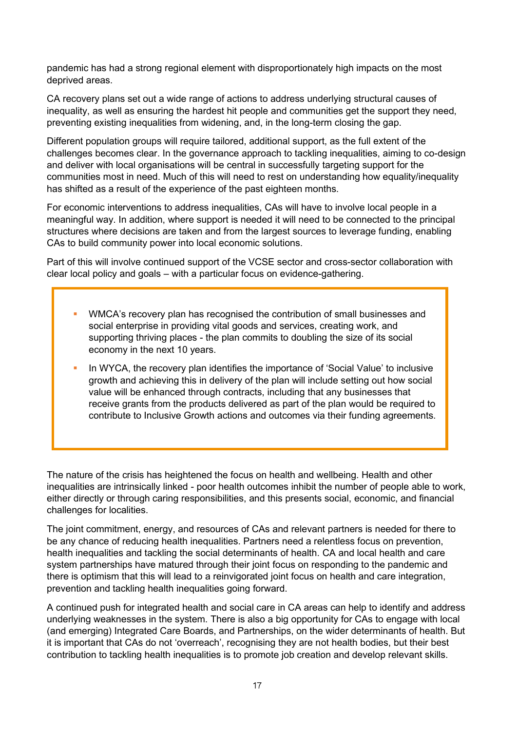pandemic has had a strong regional element with disproportionately high impacts on the most deprived areas.

CA recovery plans set out a wide range of actions to address underlying structural causes of inequality, as well as ensuring the hardest hit people and communities get the support they need, preventing existing inequalities from widening, and, in the long-term closing the gap.

Different population groups will require tailored, additional support, as the full extent of the challenges becomes clear. In the governance approach to tackling inequalities, aiming to co-design and deliver with local organisations will be central in successfully targeting support for the communities most in need. Much of this will need to rest on understanding how equality/inequality has shifted as a result of the experience of the past eighteen months.

For economic interventions to address inequalities, CAs will have to involve local people in a meaningful way. In addition, where support is needed it will need to be connected to the principal structures where decisions are taken and from the largest sources to leverage funding, enabling CAs to build community power into local economic solutions.

Part of this will involve continued support of the VCSE sector and cross-sector collaboration with clear local policy and goals – with a particular focus on evidence-gathering.

- WMCA's recovery plan has recognised the contribution of small businesses and social enterprise in providing vital goods and services, creating work, and supporting thriving places - the plan commits to doubling the size of its social economy in the next 10 years.
- In WYCA, the recovery plan identifies the importance of 'Social Value' to inclusive growth and achieving this in delivery of the plan will include setting out how social value will be enhanced through contracts, including that any businesses that receive grants from the products delivered as part of the plan would be required to contribute to Inclusive Growth actions and outcomes via their funding agreements.

The nature of the crisis has heightened the focus on health and wellbeing. Health and other inequalities are intrinsically linked - poor health outcomes inhibit the number of people able to work, either directly or through caring responsibilities, and this presents social, economic, and financial challenges for localities.

The joint commitment, energy, and resources of CAs and relevant partners is needed for there to be any chance of reducing health inequalities. Partners need a relentless focus on prevention, health inequalities and tackling the social determinants of health. CA and local health and care system partnerships have matured through their joint focus on responding to the pandemic and there is optimism that this will lead to a reinvigorated joint focus on health and care integration, prevention and tackling health inequalities going forward.

A continued push for integrated health and social care in CA areas can help to identify and address underlying weaknesses in the system. There is also a big opportunity for CAs to engage with local (and emerging) Integrated Care Boards, and Partnerships, on the wider determinants of health. But it is important that CAs do not 'overreach', recognising they are not health bodies, but their best contribution to tackling health inequalities is to promote job creation and develop relevant skills.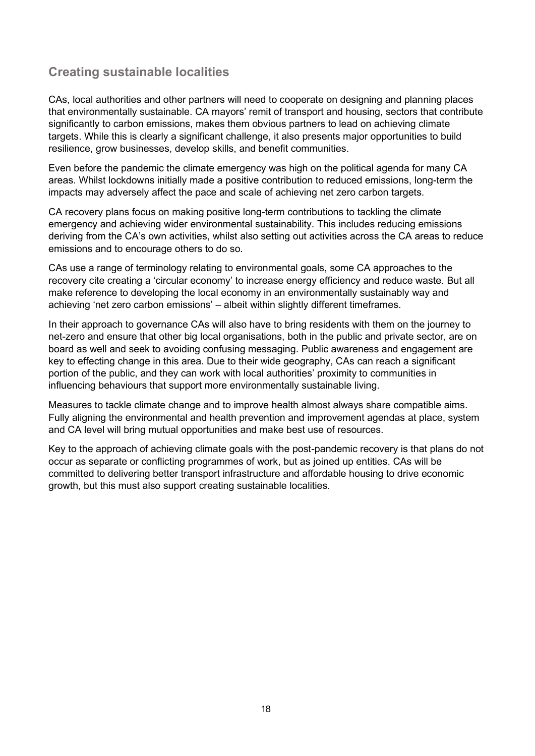## Creating sustainable localities

CAs, local authorities and other partners will need to cooperate on designing and planning places that environmentally sustainable. CA mayors' remit of transport and housing, sectors that contribute significantly to carbon emissions, makes them obvious partners to lead on achieving climate targets. While this is clearly a significant challenge, it also presents major opportunities to build resilience, grow businesses, develop skills, and benefit communities.

Even before the pandemic the climate emergency was high on the political agenda for many CA areas. Whilst lockdowns initially made a positive contribution to reduced emissions, long-term the impacts may adversely affect the pace and scale of achieving net zero carbon targets.

CA recovery plans focus on making positive long-term contributions to tackling the climate emergency and achieving wider environmental sustainability. This includes reducing emissions deriving from the CA's own activities, whilst also setting out activities across the CA areas to reduce emissions and to encourage others to do so.

CAs use a range of terminology relating to environmental goals, some CA approaches to the recovery cite creating a 'circular economy' to increase energy efficiency and reduce waste. But all make reference to developing the local economy in an environmentally sustainably way and achieving 'net zero carbon emissions' – albeit within slightly different timeframes.

In their approach to governance CAs will also have to bring residents with them on the journey to net-zero and ensure that other big local organisations, both in the public and private sector, are on board as well and seek to avoiding confusing messaging. Public awareness and engagement are key to effecting change in this area. Due to their wide geography, CAs can reach a significant portion of the public, and they can work with local authorities' proximity to communities in influencing behaviours that support more environmentally sustainable living.

Measures to tackle climate change and to improve health almost always share compatible aims. Fully aligning the environmental and health prevention and improvement agendas at place, system and CA level will bring mutual opportunities and make best use of resources.

Key to the approach of achieving climate goals with the post-pandemic recovery is that plans do not occur as separate or conflicting programmes of work, but as joined up entities. CAs will be committed to delivering better transport infrastructure and affordable housing to drive economic growth, but this must also support creating sustainable localities.